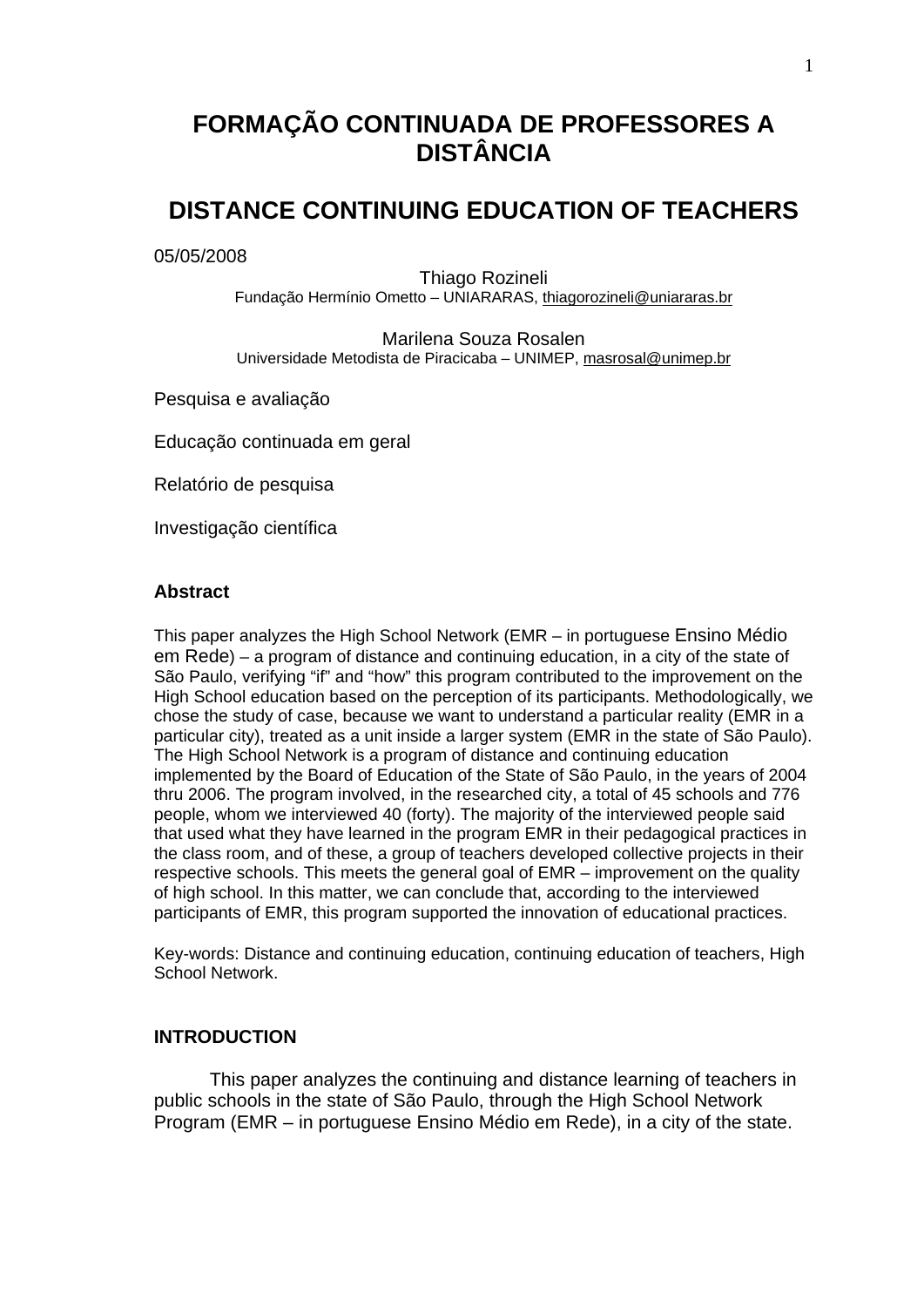# FORMAÇÃO CONTINUADA DE PROFESSORES A DISTÂNCIA

# DISTANCE CONTINUING EDUCATION OF TEACHERS

05/05/2008

Thiago Rozineli
Fundação Hermínio Ometto – UNIARARAS, thiagorozineli@uniararas.br

Marilena Souza Rosalen
Universidade Metodista de Piracicaba – UNIMEP, masrosal@unimep.br

Pesquisa e avaliação

Educação continuada em geral

Relatório de pesquisa

Investigação científica

### Abstract

This paper analyzes the High School Network (EMR – in portuguese Ensino Médio em Rede) – a program of distance and continuing education, in a city of the state of São Paulo, verifying "if" and "how" this program contributed to the improvement on the High School education based on the perception of its participants. Methodologically, we chose the study of case, because we want to understand a particular reality (EMR in a particular city), treated as a unit inside a larger system (EMR in the state of São Paulo). The High School Network is a program of distance and continuing education implemented by the Board of Education of the State of São Paulo, in the years of 2004 thru 2006. The program involved, in the researched city, a total of 45 schools and 776 people, whom we interviewed 40 (forty). The majority of the interviewed people said that used what they have learned in the program EMR in their pedagogical practices in the class room, and of these, a group of teachers developed collective projects in their respective schools. This meets the general goal of EMR – improvement on the quality of high school. In this matter, we can conclude that, according to the interviewed participants of EMR, this program supported the innovation of educational practices.

Key-words: Distance and continuing education, continuing education of teachers, High School Network.

### INTRODUCTION

This paper analyzes the continuing and distance learning of teachers in public schools in the state of São Paulo, through the High School Network Program (EMR – in portuguese Ensino Médio em Rede), in a city of the state.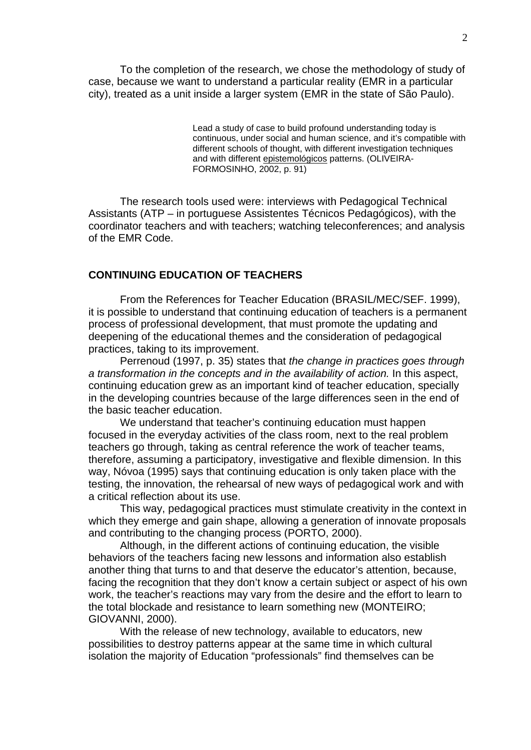To the completion of the research, we chose the methodology of study of case, because we want to understand a particular reality (EMR in a particular city), treated as a unit inside a larger system (EMR in the state of São Paulo).

> Lead a study of case to build profound understanding today is continuous, under social and human science, and it's compatible with different schools of thought, with different investigation techniques and with different epistemológicos patterns. (OLIVEIRA-FORMOSINHO, 2002, p. 91)

The research tools used were: interviews with Pedagogical Technical Assistants (ATP – in portuguese Assistentes Técnicos Pedagógicos), with the coordinator teachers and with teachers; watching teleconferences; and analysis of the EMR Code.

## CONTINUING EDUCATION OF TEACHERS

From the References for Teacher Education (BRASIL/MEC/SEF. 1999), it is possible to understand that continuing education of teachers is a permanent process of professional development, that must promote the updating and deepening of the educational themes and the consideration of pedagogical practices, taking to its improvement.

Perrenoud (1997, p. 35) states that *the change in practices goes through a transformation in the concepts and in the availability of action.* In this aspect, continuing education grew as an important kind of teacher education, specially in the developing countries because of the large differences seen in the end of the basic teacher education.

We understand that teacher's continuing education must happen focused in the everyday activities of the class room, next to the real problem teachers go through, taking as central reference the work of teacher teams, therefore, assuming a participatory, investigative and flexible dimension. In this way, Nóvoa (1995) says that continuing education is only taken place with the testing, the innovation, the rehearsal of new ways of pedagogical work and with a critical reflection about its use.

This way, pedagogical practices must stimulate creativity in the context in which they emerge and gain shape, allowing a generation of innovate proposals and contributing to the changing process (PORTO, 2000).

Although, in the different actions of continuing education, the visible behaviors of the teachers facing new lessons and information also establish another thing that turns to and that deserve the educator's attention, because, facing the recognition that they don't know a certain subject or aspect of his own work, the teacher's reactions may vary from the desire and the effort to learn to the total blockade and resistance to learn something new (MONTEIRO; GIOVANNI, 2000).

With the release of new technology, available to educators, new possibilities to destroy patterns appear at the same time in which cultural isolation the majority of Education "professionals" find themselves can be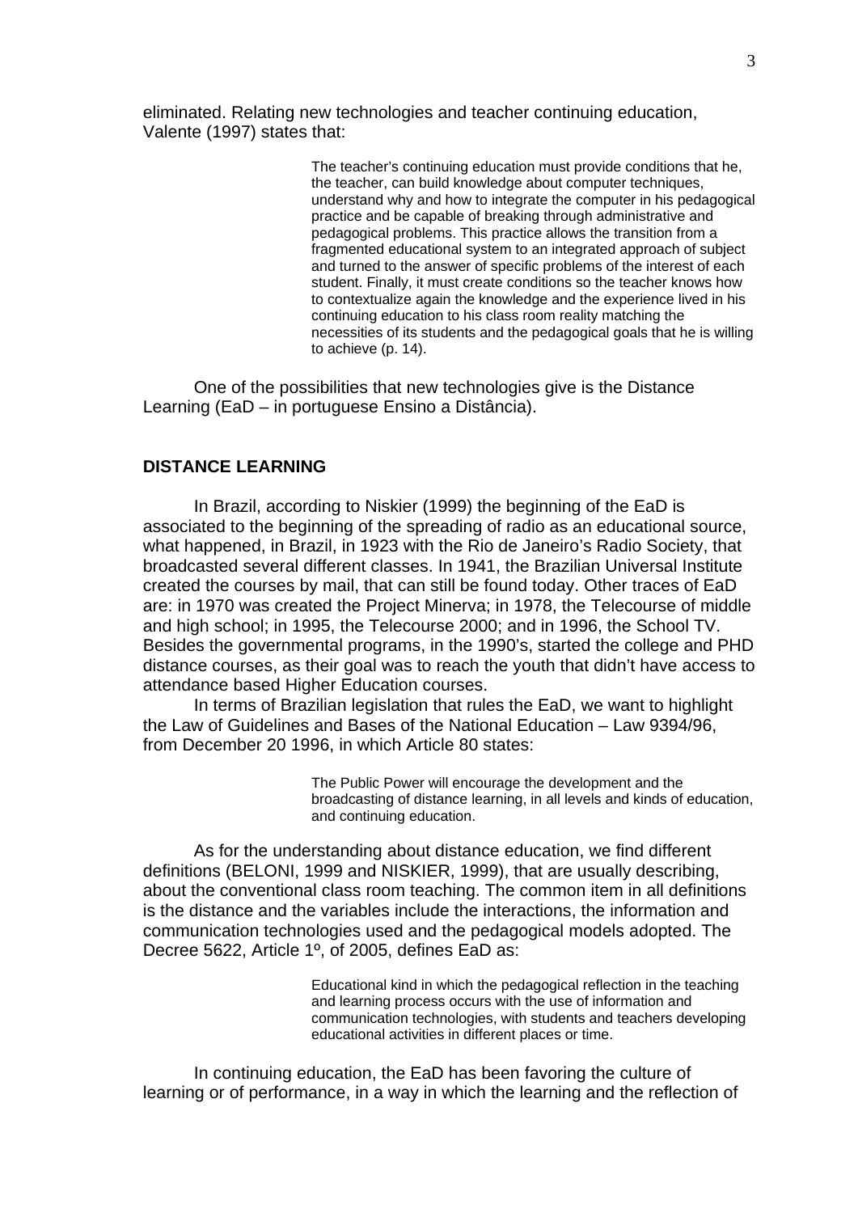eliminated. Relating new technologies and teacher continuing education, Valente (1997) states that:

> The teacher's continuing education must provide conditions that he, the teacher, can build knowledge about computer techniques, understand why and how to integrate the computer in his pedagogical practice and be capable of breaking through administrative and pedagogical problems. This practice allows the transition from a fragmented educational system to an integrated approach of subject and turned to the answer of specific problems of the interest of each student. Finally, it must create conditions so the teacher knows how to contextualize again the knowledge and the experience lived in his continuing education to his class room reality matching the necessities of its students and the pedagogical goals that he is willing to achieve (p. 14).

One of the possibilities that new technologies give is the Distance Learning (EaD – in portuguese Ensino a Distância).

## DISTANCE LEARNING

In Brazil, according to Niskier (1999) the beginning of the EaD is associated to the beginning of the spreading of radio as an educational source, what happened, in Brazil, in 1923 with the Rio de Janeiro's Radio Society, that broadcasted several different classes. In 1941, the Brazilian Universal Institute created the courses by mail, that can still be found today. Other traces of EaD are: in 1970 was created the Project Minerva; in 1978, the Telecourse of middle and high school; in 1995, the Telecourse 2000; and in 1996, the School TV. Besides the governmental programs, in the 1990's, started the college and PHD distance courses, as their goal was to reach the youth that didn't have access to attendance based Higher Education courses.

In terms of Brazilian legislation that rules the EaD, we want to highlight the Law of Guidelines and Bases of the National Education – Law 9394/96, from December 20 1996, in which Article 80 states:

> The Public Power will encourage the development and the broadcasting of distance learning, in all levels and kinds of education, and continuing education.

As for the understanding about distance education, we find different definitions (BELONI, 1999 and NISKIER, 1999), that are usually describing, about the conventional class room teaching. The common item in all definitions is the distance and the variables include the interactions, the information and communication technologies used and the pedagogical models adopted. The Decree 5622, Article 1º, of 2005, defines EaD as:

> Educational kind in which the pedagogical reflection in the teaching and learning process occurs with the use of information and communication technologies, with students and teachers developing educational activities in different places or time.

In continuing education, the EaD has been favoring the culture of learning or of performance, in a way in which the learning and the reflection of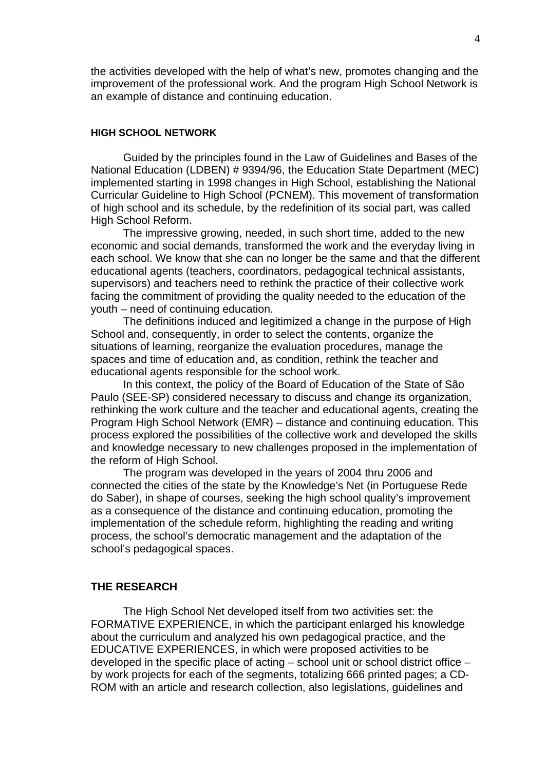the activities developed with the help of what's new, promotes changing and the improvement of the professional work. And the program High School Network is an example of distance and continuing education.

## HIGH SCHOOL NETWORK

Guided by the principles found in the Law of Guidelines and Bases of the National Education (LDBEN) # 9394/96, the Education State Department (MEC) implemented starting in 1998 changes in High School, establishing the National Curricular Guideline to High School (PCNEM). This movement of transformation of high school and its schedule, by the redefinition of its social part, was called High School Reform.

The impressive growing, needed, in such short time, added to the new economic and social demands, transformed the work and the everyday living in each school. We know that she can no longer be the same and that the different educational agents (teachers, coordinators, pedagogical technical assistants, supervisors) and teachers need to rethink the practice of their collective work facing the commitment of providing the quality needed to the education of the youth – need of continuing education.

The definitions induced and legitimized a change in the purpose of High School and, consequently, in order to select the contents, organize the situations of learning, reorganize the evaluation procedures, manage the spaces and time of education and, as condition, rethink the teacher and educational agents responsible for the school work.

In this context, the policy of the Board of Education of the State of São Paulo (SEE-SP) considered necessary to discuss and change its organization, rethinking the work culture and the teacher and educational agents, creating the Program High School Network (EMR) – distance and continuing education. This process explored the possibilities of the collective work and developed the skills and knowledge necessary to new challenges proposed in the implementation of the reform of High School.

The program was developed in the years of 2004 thru 2006 and connected the cities of the state by the Knowledge's Net (in Portuguese Rede do Saber), in shape of courses, seeking the high school quality's improvement as a consequence of the distance and continuing education, promoting the implementation of the schedule reform, highlighting the reading and writing process, the school's democratic management and the adaptation of the school's pedagogical spaces.

## THE RESEARCH

The High School Net developed itself from two activities set: the FORMATIVE EXPERIENCE, in which the participant enlarged his knowledge about the curriculum and analyzed his own pedagogical practice, and the EDUCATIVE EXPERIENCES, in which were proposed activities to be developed in the specific place of acting – school unit or school district office – by work projects for each of the segments, totalizing 666 printed pages; a CD-ROM with an article and research collection, also legislations, guidelines and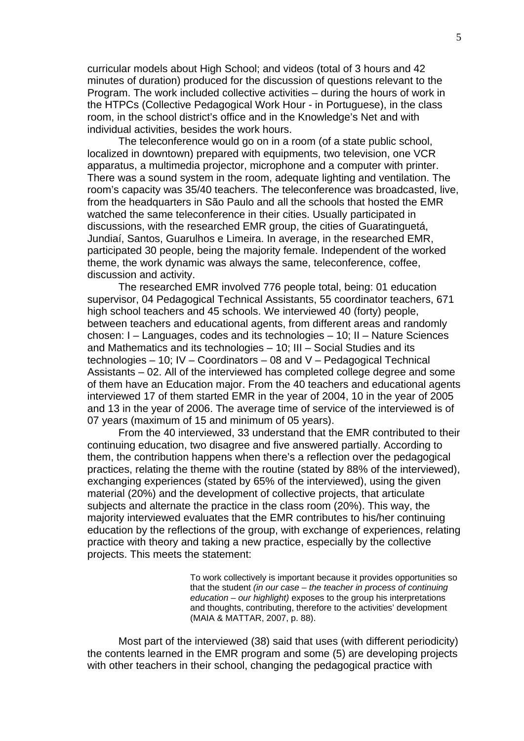curricular models about High School; and videos (total of 3 hours and 42 minutes of duration) produced for the discussion of questions relevant to the Program. The work included collective activities – during the hours of work in the HTPCs (Collective Pedagogical Work Hour - in Portuguese), in the class room, in the school district's office and in the Knowledge's Net and with individual activities, besides the work hours.

The teleconference would go on in a room (of a state public school, localized in downtown) prepared with equipments, two television, one VCR apparatus, a multimedia projector, microphone and a computer with printer. There was a sound system in the room, adequate lighting and ventilation. The room's capacity was 35/40 teachers. The teleconference was broadcasted, live, from the headquarters in São Paulo and all the schools that hosted the EMR watched the same teleconference in their cities. Usually participated in discussions, with the researched EMR group, the cities of Guaratinguetá, Jundiaí, Santos, Guarulhos e Limeira. In average, in the researched EMR, participated 30 people, being the majority female. Independent of the worked theme, the work dynamic was always the same, teleconference, coffee, discussion and activity.

The researched EMR involved 776 people total, being: 01 education supervisor, 04 Pedagogical Technical Assistants, 55 coordinator teachers, 671 high school teachers and 45 schools. We interviewed 40 (forty) people, between teachers and educational agents, from different areas and randomly chosen: I – Languages, codes and its technologies – 10; II – Nature Sciences and Mathematics and its technologies – 10; III – Social Studies and its technologies – 10; IV – Coordinators – 08 and V – Pedagogical Technical Assistants – 02. All of the interviewed has completed college degree and some of them have an Education major. From the 40 teachers and educational agents interviewed 17 of them started EMR in the year of 2004, 10 in the year of 2005 and 13 in the year of 2006. The average time of service of the interviewed is of 07 years (maximum of 15 and minimum of 05 years).

From the 40 interviewed, 33 understand that the EMR contributed to their continuing education, two disagree and five answered partially. According to them, the contribution happens when there's a reflection over the pedagogical practices, relating the theme with the routine (stated by 88% of the interviewed), exchanging experiences (stated by 65% of the interviewed), using the given material (20%) and the development of collective projects, that articulate subjects and alternate the practice in the class room (20%). This way, the majority interviewed evaluates that the EMR contributes to his/her continuing education by the reflections of the group, with exchange of experiences, relating practice with theory and taking a new practice, especially by the collective projects. This meets the statement:

> To work collectively is important because it provides opportunities so that the student *(in our case – the teacher in process of continuing education – our highlight)* exposes to the group his interpretations and thoughts, contributing, therefore to the activities' development (MAIA & MATTAR, 2007, p. 88).

Most part of the interviewed (38) said that uses (with different periodicity) the contents learned in the EMR program and some (5) are developing projects with other teachers in their school, changing the pedagogical practice with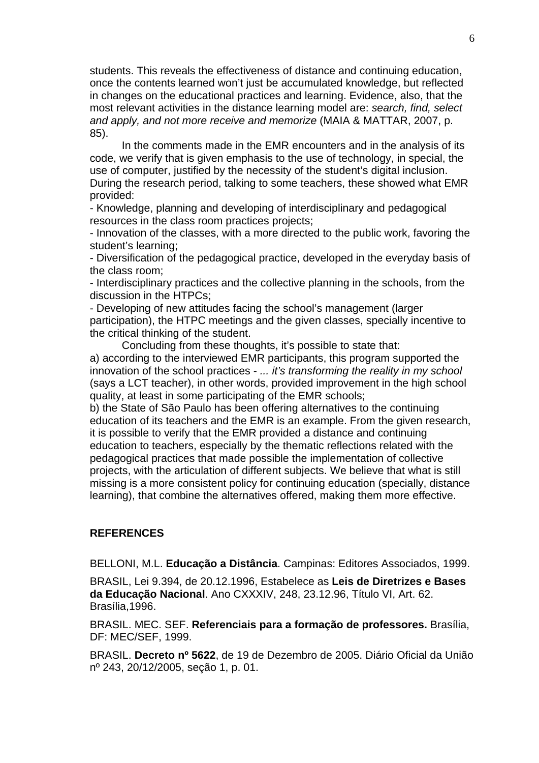students. This reveals the effectiveness of distance and continuing education, once the contents learned won't just be accumulated knowledge, but reflected in changes on the educational practices and learning. Evidence, also, that the most relevant activities in the distance learning model are: *search, find, select and apply, and not more receive and memorize* (MAIA & MATTAR, 2007, p. 85).

In the comments made in the EMR encounters and in the analysis of its code, we verify that is given emphasis to the use of technology, in special, the use of computer, justified by the necessity of the student's digital inclusion. During the research period, talking to some teachers, these showed what EMR provided:

- Knowledge, planning and developing of interdisciplinary and pedagogical resources in the class room practices projects;
- Innovation of the classes, with a more directed to the public work, favoring the student's learning;
- Diversification of the pedagogical practice, developed in the everyday basis of the class room;
- Interdisciplinary practices and the collective planning in the schools, from the discussion in the HTPCs;
- Developing of new attitudes facing the school's management (larger participation), the HTPC meetings and the given classes, specially incentive to the critical thinking of the student.

Concluding from these thoughts, it's possible to state that:

a) according to the interviewed EMR participants, this program supported the innovation of the school practices - *... it's transforming the reality in my school* (says a LCT teacher), in other words, provided improvement in the high school quality, at least in some participating of the EMR schools;

b) the State of São Paulo has been offering alternatives to the continuing education of its teachers and the EMR is an example. From the given research, it is possible to verify that the EMR provided a distance and continuing education to teachers, especially by the thematic reflections related with the pedagogical practices that made possible the implementation of collective projects, with the articulation of different subjects. We believe that what is still missing is a more consistent policy for continuing education (specially, distance learning), that combine the alternatives offered, making them more effective.

## REFERENCES

BELLONI, M.L. **Educação a Distância**. Campinas: Editores Associados, 1999.

BRASIL, Lei 9.394, de 20.12.1996, Estabelece as **Leis de Diretrizes e Bases da Educação Nacional**. Ano CXXXIV, 248, 23.12.96, Título VI, Art. 62. Brasília,1996.

BRASIL. MEC. SEF. **Referenciais para a formação de professores.** Brasília, DF: MEC/SEF, 1999.

BRASIL. **Decreto nº 5622**, de 19 de Dezembro de 2005. Diário Oficial da União nº 243, 20/12/2005, seção 1, p. 01.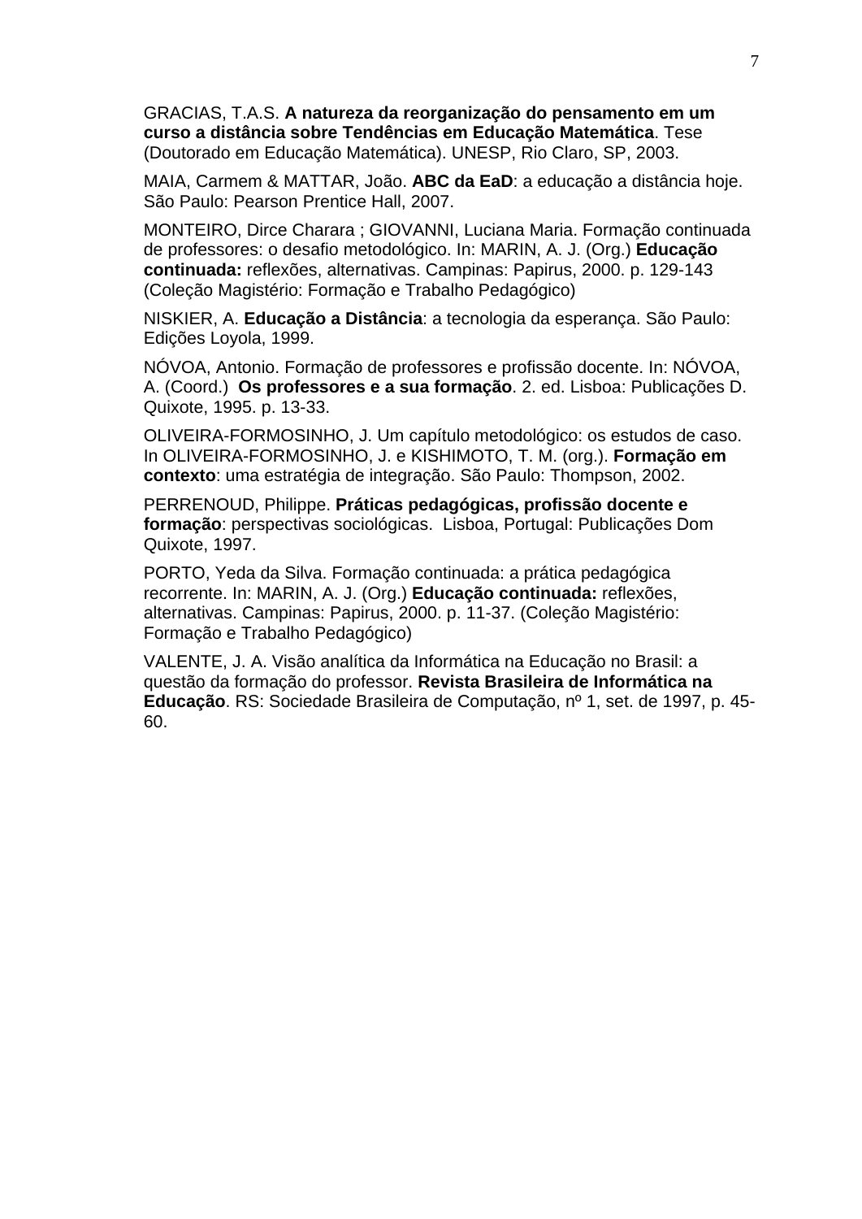GRACIAS, T.A.S. **A natureza da reorganização do pensamento em um curso a distância sobre Tendências em Educação Matemática**. Tese (Doutorado em Educação Matemática). UNESP, Rio Claro, SP, 2003.

MAIA, Carmem & MATTAR, João. **ABC da EaD**: a educação a distância hoje. São Paulo: Pearson Prentice Hall, 2007.

MONTEIRO, Dirce Charara ; GIOVANNI, Luciana Maria. Formação continuada de professores: o desafio metodológico. In: MARIN, A. J. (Org.) **Educação continuada:** reflexões, alternativas. Campinas: Papirus, 2000. p. 129-143 (Coleção Magistério: Formação e Trabalho Pedagógico)

NISKIER, A. **Educação a Distância**: a tecnologia da esperança. São Paulo: Edições Loyola, 1999.

NÓVOA, Antonio. Formação de professores e profissão docente. In: NÓVOA, A. (Coord.) **Os professores e a sua formação**. 2. ed. Lisboa: Publicações D. Quixote, 1995. p. 13-33.

OLIVEIRA-FORMOSINHO, J. Um capítulo metodológico: os estudos de caso. In OLIVEIRA-FORMOSINHO, J. e KISHIMOTO, T. M. (org.). **Formação em contexto**: uma estratégia de integração. São Paulo: Thompson, 2002.

PERRENOUD, Philippe. **Práticas pedagógicas, profissão docente e formação**: perspectivas sociológicas. Lisboa, Portugal: Publicações Dom Quixote, 1997.

PORTO, Yeda da Silva. Formação continuada: a prática pedagógica recorrente. In: MARIN, A. J. (Org.) **Educação continuada:** reflexões, alternativas. Campinas: Papirus, 2000. p. 11-37. (Coleção Magistério: Formação e Trabalho Pedagógico)

VALENTE, J. A. Visão analítica da Informática na Educação no Brasil: a questão da formação do professor. **Revista Brasileira de Informática na Educação**. RS: Sociedade Brasileira de Computação, nº 1, set. de 1997, p. 45-60.